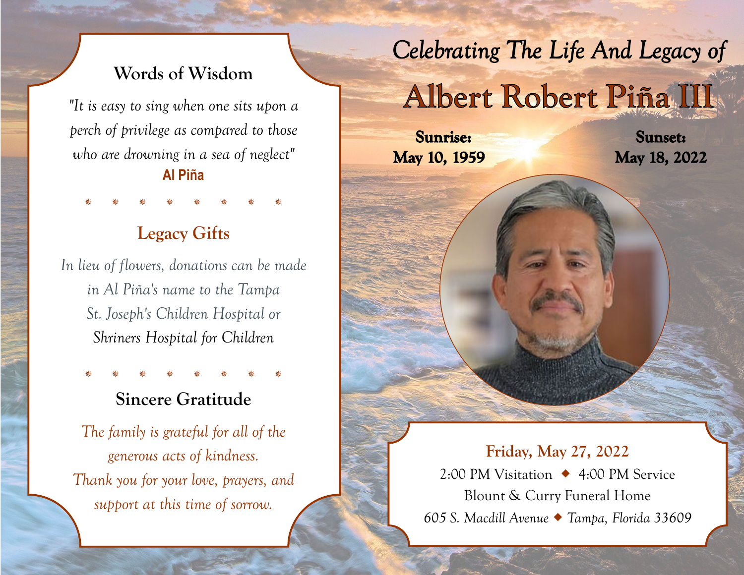## Words of Wisdom

*"It is easy to sing when one sits upon a perch of privilege as compared to those who are drowning in a sea of neglect"*

**Al Piña**

* * * * * * * *

## Legacy Gifts

*In lieu of flowers, donations can be made in Al Piña's name to the Tampa St. Joseph's Children Hospital or Shriners Hospital for Children*

* * * * * * * *

## Sincere Gratitude

*The family is grateful for all of the generous acts of kindness. Thank you for your love, prayers, and support at this time of sorrow.*

*Celebrating The Life And Legacy of*

# Albert Robert Piña III

**Sunrise:**
**May 10, 1959**

**Sunset:**
**May 18, 2022**

**Friday, May 27, 2022**

2:00 PM Visitation ◆ 4:00 PM Service

Blount & Curry Funeral Home

*605 S. Macdill Avenue* ◆ *Tampa, Florida 33609*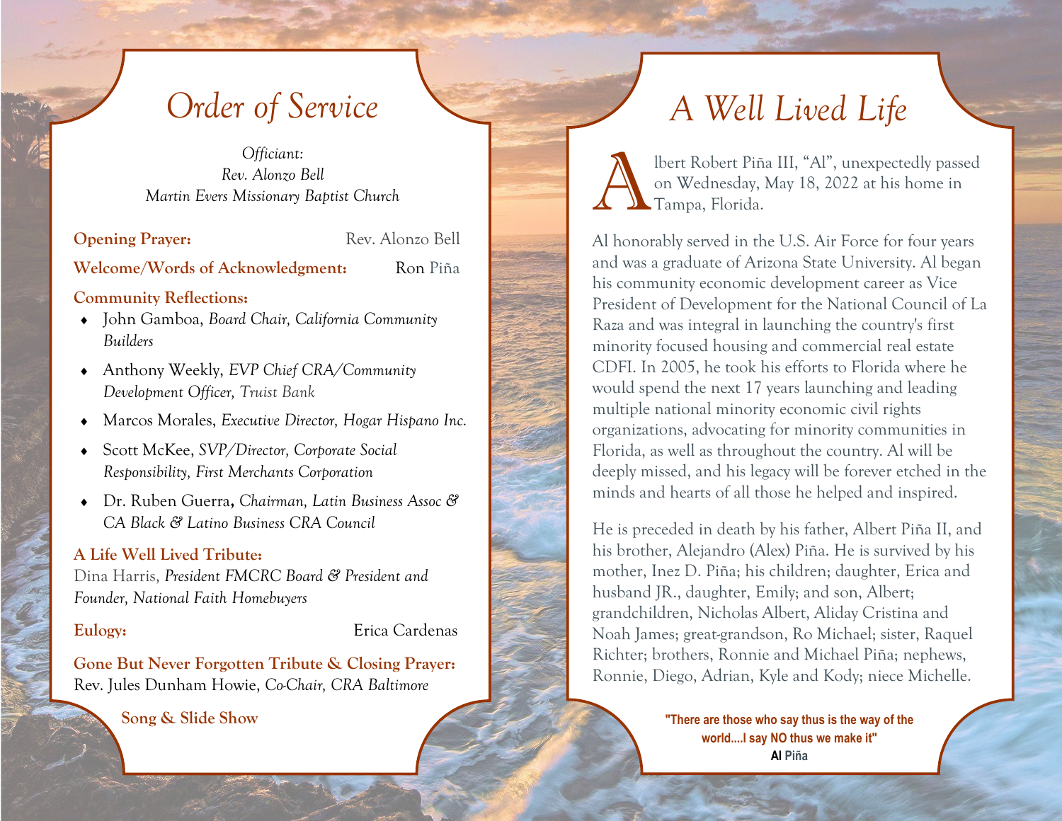# Order of Service

*Officiant:*
*Rev. Alonzo Bell*
*Martin Evers Missionary Baptist Church*

**Opening Prayer:** Rev. Alonzo Bell

**Welcome/Words of Acknowledgment:** Ron Piña

**Community Reflections:**

- John Gamboa, *Board Chair, California Community Builders*
- Anthony Weekly, *EVP Chief CRA/Community Development Officer, Truist Bank*
- Marcos Morales, *Executive Director, Hogar Hispano Inc.*
- Scott McKee, *SVP/Director, Corporate Social Responsibility, First Merchants Corporation*
- Dr. Ruben Guerra, *Chairman, Latin Business Assoc & CA Black & Latino Business CRA Council*

**A Life Well Lived Tribute:**
Dina Harris, *President FMCRC Board & President and Founder, National Faith Homebuyers*

**Eulogy:** Erica Cardenas

**Gone But Never Forgotten Tribute & Closing Prayer:**
Rev. Jules Dunham Howie, *Co-Chair, CRA Baltimore*

**Song & Slide Show**

# A Well Lived Life

Albert Robert Piña III, "Al", unexpectedly passed on Wednesday, May 18, 2022 at his home in Tampa, Florida.

Al honorably served in the U.S. Air Force for four years and was a graduate of Arizona State University. Al began his community economic development career as Vice President of Development for the National Council of La Raza and was integral in launching the country's first minority focused housing and commercial real estate CDFI. In 2005, he took his efforts to Florida where he would spend the next 17 years launching and leading multiple national minority economic civil rights organizations, advocating for minority communities in Florida, as well as throughout the country. Al will be deeply missed, and his legacy will be forever etched in the minds and hearts of all those he helped and inspired.

He is preceded in death by his father, Albert Piña II, and his brother, Alejandro (Alex) Piña. He is survived by his mother, Inez D. Piña; his children; daughter, Erica and husband JR., daughter, Emily; and son, Albert; grandchildren, Nicholas Albert, Aliday Cristina and Noah James; great-grandson, Ro Michael; sister, Raquel Richter; brothers, Ronnie and Michael Piña; nephews, Ronnie, Diego, Adrian, Kyle and Kody; niece Michelle.

**"There are those who say thus is the way of the world....I say NO thus we make it"**
**Al Piña**